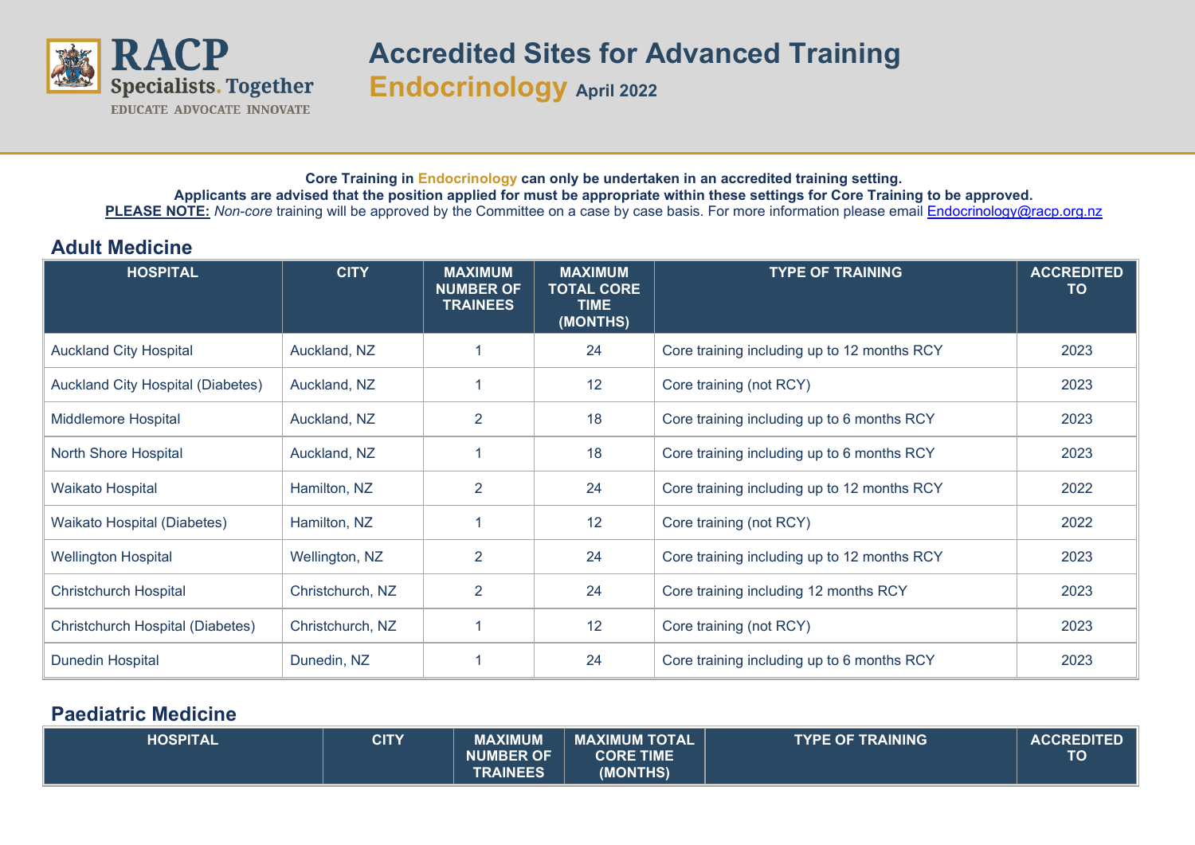# Accredited Sites for Advanced Training

## Endocrinology April 2022

**Core Training in Endocrinology can only be undertaken in an accredited training setting.**
**Applicants are advised that the position applied for must be appropriate within these settings for Core Training to be approved.**
**PLEASE NOTE:** *Non-core* training will be approved by the Committee on a case by case basis. For more information please email Endocrinology@racp.org.nz

## Adult Medicine

| HOSPITAL | CITY | MAXIMUM NUMBER OF TRAINEES | MAXIMUM TOTAL CORE TIME (MONTHS) | TYPE OF TRAINING | ACCREDITED TO |
|---|---|---|---|---|---|
| Auckland City Hospital | Auckland, NZ | 1 | 24 | Core training including up to 12 months RCY | 2023 |
| Auckland City Hospital (Diabetes) | Auckland, NZ | 1 | 12 | Core training (not RCY) | 2023 |
| Middlemore Hospital | Auckland, NZ | 2 | 18 | Core training including up to 6 months RCY | 2023 |
| North Shore Hospital | Auckland, NZ | 1 | 18 | Core training including up to 6 months RCY | 2023 |
| Waikato Hospital | Hamilton, NZ | 2 | 24 | Core training including up to 12 months RCY | 2022 |
| Waikato Hospital (Diabetes) | Hamilton, NZ | 1 | 12 | Core training (not RCY) | 2022 |
| Wellington Hospital | Wellington, NZ | 2 | 24 | Core training including up to 12 months RCY | 2023 |
| Christchurch Hospital | Christchurch, NZ | 2 | 24 | Core training including 12 months RCY | 2023 |
| Christchurch Hospital (Diabetes) | Christchurch, NZ | 1 | 12 | Core training (not RCY) | 2023 |
| Dunedin Hospital | Dunedin, NZ | 1 | 24 | Core training including up to 6 months RCY | 2023 |

## Paediatric Medicine

| HOSPITAL | CITY | MAXIMUM NUMBER OF TRAINEES | MAXIMUM TOTAL CORE TIME (MONTHS) | TYPE OF TRAINING | ACCREDITED TO |
|---|---|---|---|---|---|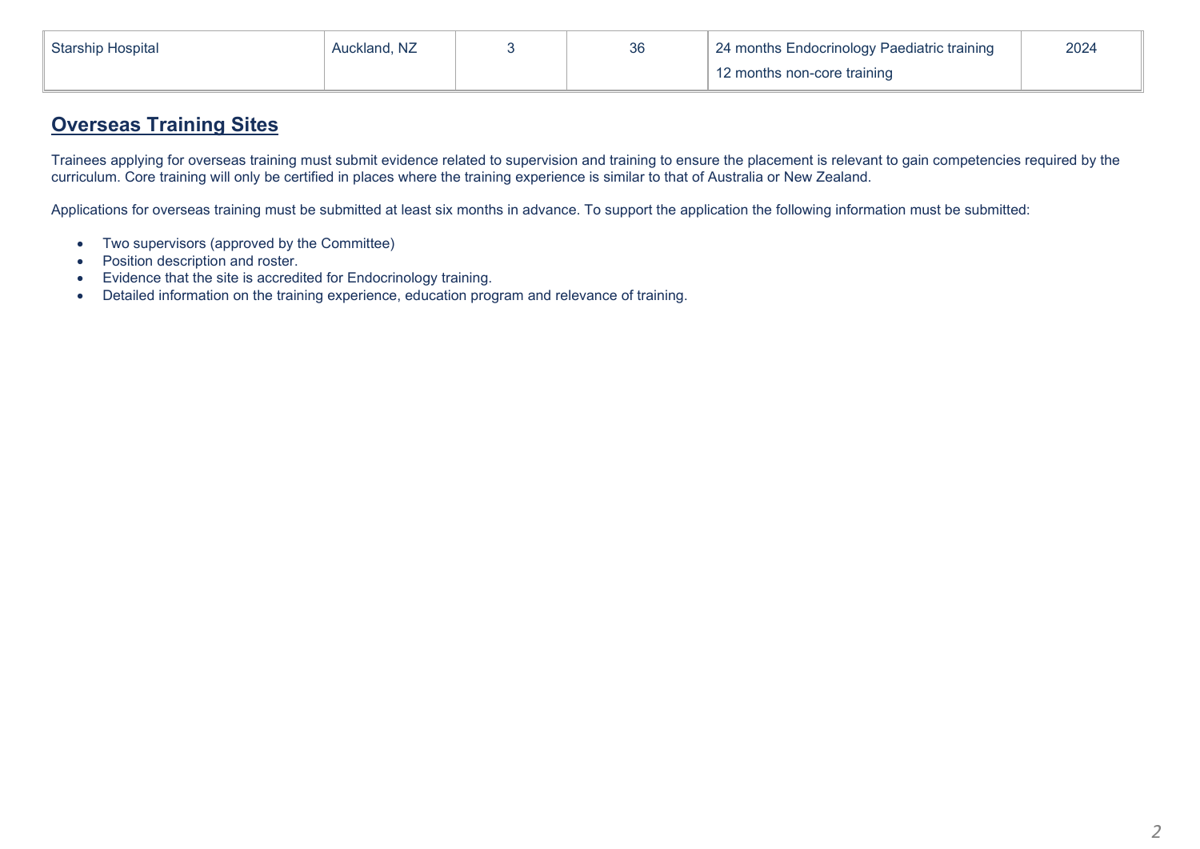| | | | | | |
|---|---|---|---|---|---|
| Starship Hospital | Auckland, NZ | 3 | 36 | 24 months Endocrinology Paediatric training<br>12 months non-core training | 2024 |

## Overseas Training Sites

Trainees applying for overseas training must submit evidence related to supervision and training to ensure the placement is relevant to gain competencies required by the curriculum. Core training will only be certified in places where the training experience is similar to that of Australia or New Zealand.

Applications for overseas training must be submitted at least six months in advance. To support the application the following information must be submitted:

- Two supervisors (approved by the Committee)
- Position description and roster.
- Evidence that the site is accredited for Endocrinology training.
- Detailed information on the training experience, education program and relevance of training.